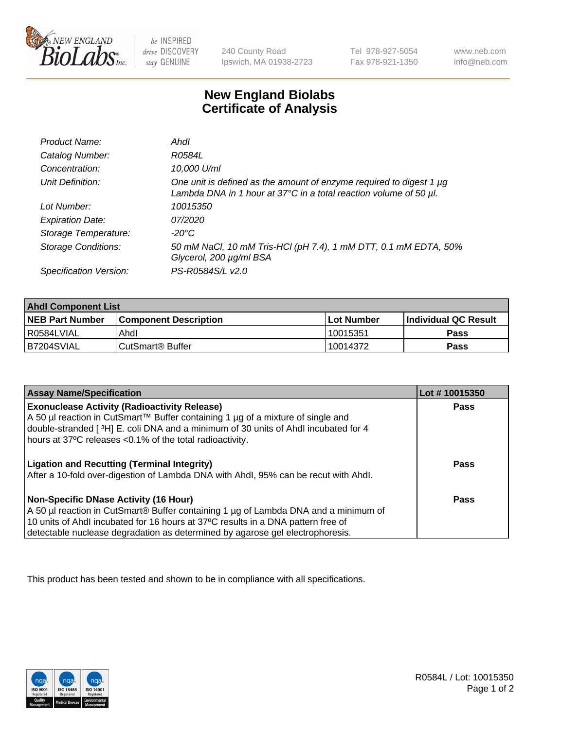240 County Road
Ipswich, MA 01938-2723

Tel 978-927-5054
Fax 978-921-1350

www.neb.com
info@neb.com

# New England Biolabs
# Certificate of Analysis

| | |
|---|---|
| *Product Name:* | *AhdI* |
| *Catalog Number:* | *R0584L* |
| *Concentration:* | *10,000 U/ml* |
| *Unit Definition:* | *One unit is defined as the amount of enzyme required to digest 1 µg Lambda DNA in 1 hour at 37°C in a total reaction volume of 50 µl.* |
| *Lot Number:* | *10015350* |
| *Expiration Date:* | *07/2020* |
| *Storage Temperature:* | *-20°C* |
| *Storage Conditions:* | *50 mM NaCl, 10 mM Tris-HCl (pH 7.4), 1 mM DTT, 0.1 mM EDTA, 50% Glycerol, 200 µg/ml BSA* |
| *Specification Version:* | *PS-R0584S/L v2.0* |

| AhdI Component List | | | |
|---|---|---|---|
| **NEB Part Number** | **Component Description** | **Lot Number** | **Individual QC Result** |
| R0584LVIAL | AhdI | 10015351 | **Pass** |
| B7204SVIAL | CutSmart® Buffer | 10014372 | **Pass** |

| Assay Name/Specification | Lot # 10015350 |
|---|---|
| **Exonuclease Activity (Radioactivity Release)** A 50 µl reaction in CutSmart™ Buffer containing 1 µg of a mixture of single and double-stranded [ $^3$H] E. coli DNA and a minimum of 30 units of AhdI incubated for 4 hours at 37ºC releases <0.1% of the total radioactivity. | **Pass** |
| **Ligation and Recutting (Terminal Integrity)** After a 10-fold over-digestion of Lambda DNA with AhdI, 95% can be recut with AhdI. | **Pass** |
| **Non-Specific DNase Activity (16 Hour)** A 50 µl reaction in CutSmart® Buffer containing 1 µg of Lambda DNA and a minimum of 10 units of AhdI incubated for 16 hours at 37ºC results in a DNA pattern free of detectable nuclease degradation as determined by agarose gel electrophoresis. | **Pass** |

This product has been tested and shown to be in compliance with all specifications.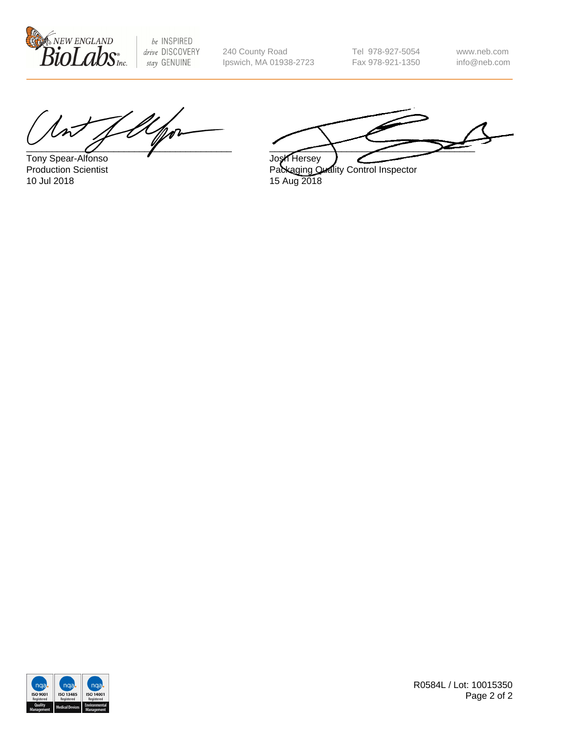Tony Spear-Alfonso
Production Scientist
10 Jul 2018

Josh Hersey
Packaging Quality Control Inspector
15 Aug 2018

R0584L / Lot: 10015350